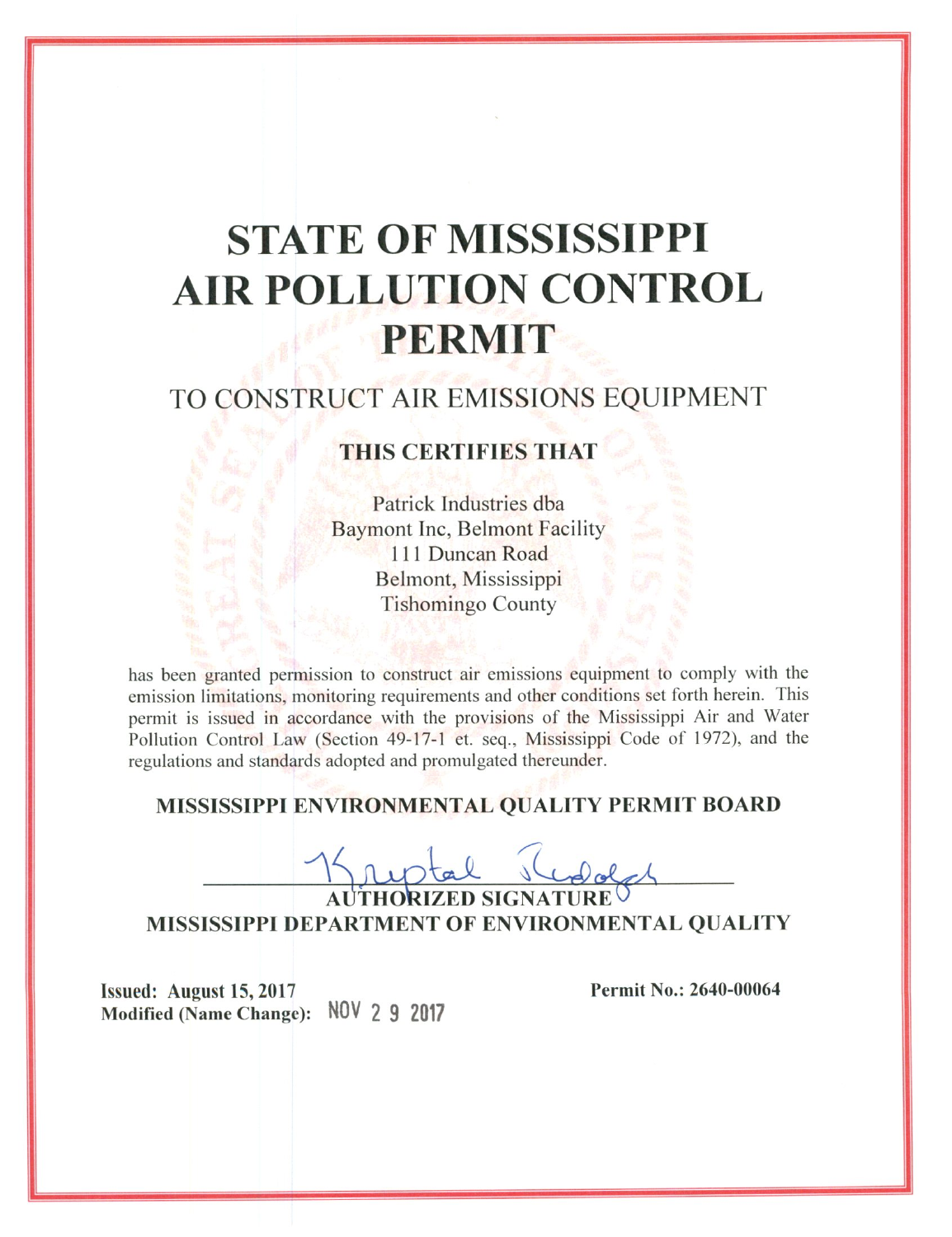# STATE OF MISSISSIPPI AIR POLLUTION CONTROL PERMIT

## TO CONSTRUCT AIR EMISSIONS EQUIPMENT

### THIS CERTIFIES THAT

Patrick Industries dba
Baymont Inc, Belmont Facility
111 Duncan Road
Belmont, Mississippi
Tishomingo County

has been granted permission to construct air emissions equipment to comply with the emission limitations, monitoring requirements and other conditions set forth herein. This permit is issued in accordance with the provisions of the Mississippi Air and Water Pollution Control Law (Section 49-17-1 et. seq., Mississippi Code of 1972), and the regulations and standards adopted and promulgated thereunder.

**MISSISSIPPI ENVIRONMENTAL QUALITY PERMIT BOARD**

Krystal Rudolph

**AUTHORIZED SIGNATURE**
**MISSISSIPPI DEPARTMENT OF ENVIRONMENTAL QUALITY**

**Issued: August 15, 2017**
**Modified (Name Change):** NOV 29 2017

**Permit No.: 2640-00064**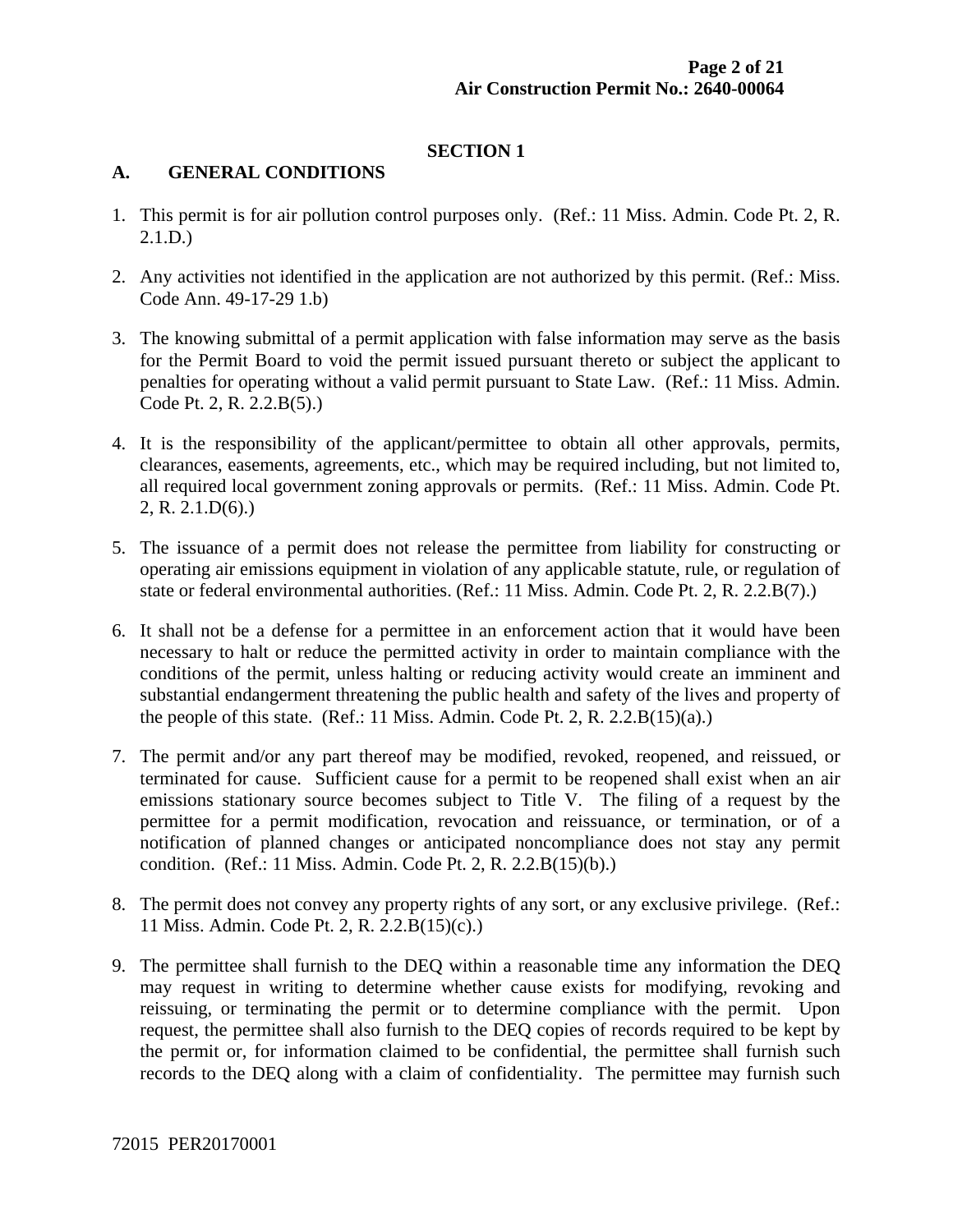## SECTION 1

### A. GENERAL CONDITIONS

1. This permit is for air pollution control purposes only. (Ref.: 11 Miss. Admin. Code Pt. 2, R. 2.1.D.)

2. Any activities not identified in the application are not authorized by this permit. (Ref.: Miss. Code Ann. 49-17-29 1.b)

3. The knowing submittal of a permit application with false information may serve as the basis for the Permit Board to void the permit issued pursuant thereto or subject the applicant to penalties for operating without a valid permit pursuant to State Law. (Ref.: 11 Miss. Admin. Code Pt. 2, R. 2.2.B(5).)

4. It is the responsibility of the applicant/permittee to obtain all other approvals, permits, clearances, easements, agreements, etc., which may be required including, but not limited to, all required local government zoning approvals or permits. (Ref.: 11 Miss. Admin. Code Pt. 2, R. 2.1.D(6).)

5. The issuance of a permit does not release the permittee from liability for constructing or operating air emissions equipment in violation of any applicable statute, rule, or regulation of state or federal environmental authorities. (Ref.: 11 Miss. Admin. Code Pt. 2, R. 2.2.B(7).)

6. It shall not be a defense for a permittee in an enforcement action that it would have been necessary to halt or reduce the permitted activity in order to maintain compliance with the conditions of the permit, unless halting or reducing activity would create an imminent and substantial endangerment threatening the public health and safety of the lives and property of the people of this state. (Ref.: 11 Miss. Admin. Code Pt. 2, R. 2.2.B(15)(a).)

7. The permit and/or any part thereof may be modified, revoked, reopened, and reissued, or terminated for cause. Sufficient cause for a permit to be reopened shall exist when an air emissions stationary source becomes subject to Title V. The filing of a request by the permittee for a permit modification, revocation and reissuance, or termination, or of a notification of planned changes or anticipated noncompliance does not stay any permit condition. (Ref.: 11 Miss. Admin. Code Pt. 2, R. 2.2.B(15)(b).)

8. The permit does not convey any property rights of any sort, or any exclusive privilege. (Ref.: 11 Miss. Admin. Code Pt. 2, R. 2.2.B(15)(c).)

9. The permittee shall furnish to the DEQ within a reasonable time any information the DEQ may request in writing to determine whether cause exists for modifying, revoking and reissuing, or terminating the permit or to determine compliance with the permit. Upon request, the permittee shall also furnish to the DEQ copies of records required to be kept by the permit or, for information claimed to be confidential, the permittee shall furnish such records to the DEQ along with a claim of confidentiality. The permittee may furnish such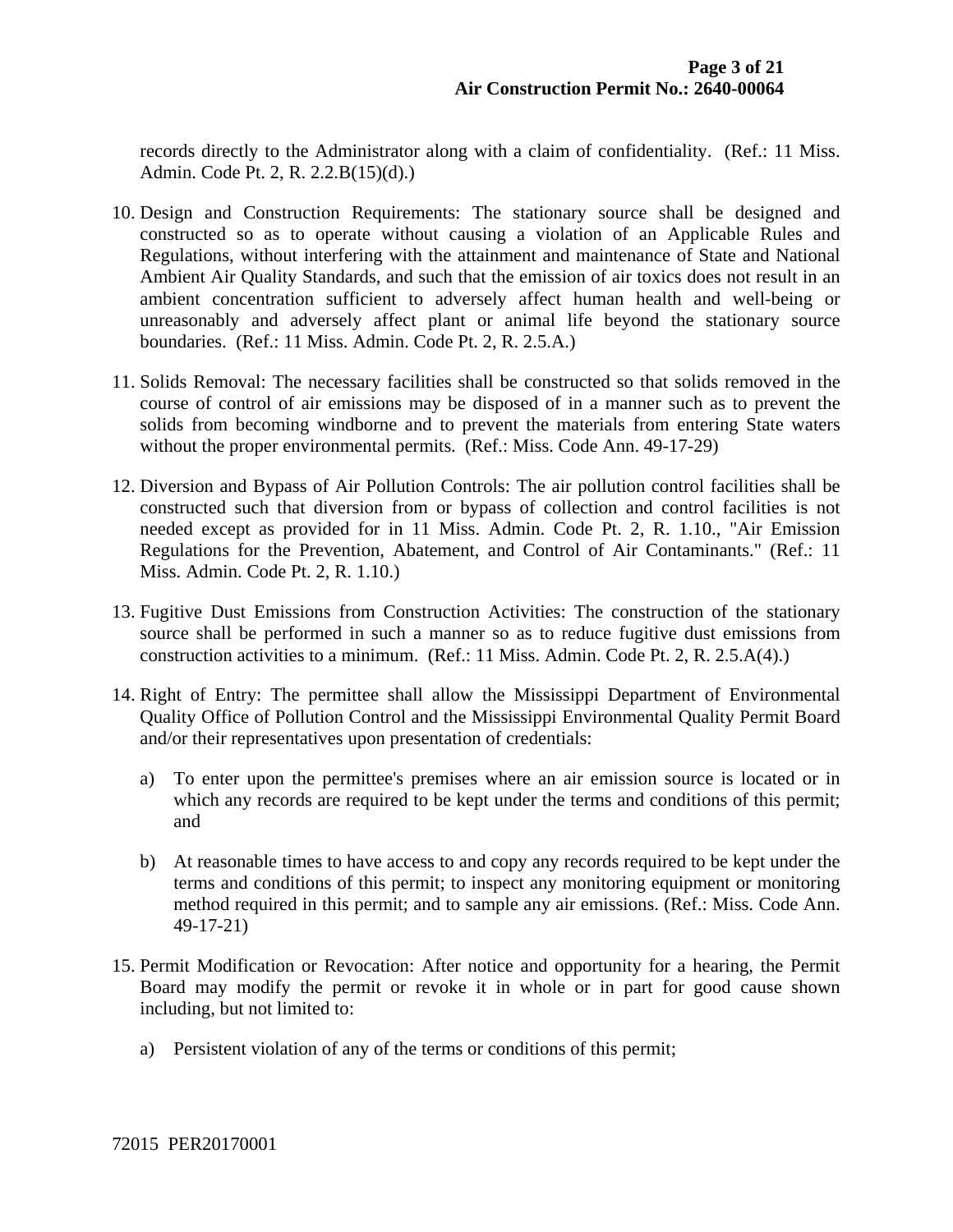records directly to the Administrator along with a claim of confidentiality. (Ref.: 11 Miss. Admin. Code Pt. 2, R. 2.2.B(15)(d).)

10. Design and Construction Requirements: The stationary source shall be designed and constructed so as to operate without causing a violation of an Applicable Rules and Regulations, without interfering with the attainment and maintenance of State and National Ambient Air Quality Standards, and such that the emission of air toxics does not result in an ambient concentration sufficient to adversely affect human health and well-being or unreasonably and adversely affect plant or animal life beyond the stationary source boundaries. (Ref.: 11 Miss. Admin. Code Pt. 2, R. 2.5.A.)

11. Solids Removal: The necessary facilities shall be constructed so that solids removed in the course of control of air emissions may be disposed of in a manner such as to prevent the solids from becoming windborne and to prevent the materials from entering State waters without the proper environmental permits. (Ref.: Miss. Code Ann. 49-17-29)

12. Diversion and Bypass of Air Pollution Controls: The air pollution control facilities shall be constructed such that diversion from or bypass of collection and control facilities is not needed except as provided for in 11 Miss. Admin. Code Pt. 2, R. 1.10., "Air Emission Regulations for the Prevention, Abatement, and Control of Air Contaminants." (Ref.: 11 Miss. Admin. Code Pt. 2, R. 1.10.)

13. Fugitive Dust Emissions from Construction Activities: The construction of the stationary source shall be performed in such a manner so as to reduce fugitive dust emissions from construction activities to a minimum. (Ref.: 11 Miss. Admin. Code Pt. 2, R. 2.5.A(4).)

14. Right of Entry: The permittee shall allow the Mississippi Department of Environmental Quality Office of Pollution Control and the Mississippi Environmental Quality Permit Board and/or their representatives upon presentation of credentials:

    a) To enter upon the permittee's premises where an air emission source is located or in which any records are required to be kept under the terms and conditions of this permit; and

    b) At reasonable times to have access to and copy any records required to be kept under the terms and conditions of this permit; to inspect any monitoring equipment or monitoring method required in this permit; and to sample any air emissions. (Ref.: Miss. Code Ann. 49-17-21)

15. Permit Modification or Revocation: After notice and opportunity for a hearing, the Permit Board may modify the permit or revoke it in whole or in part for good cause shown including, but not limited to:

    a) Persistent violation of any of the terms or conditions of this permit;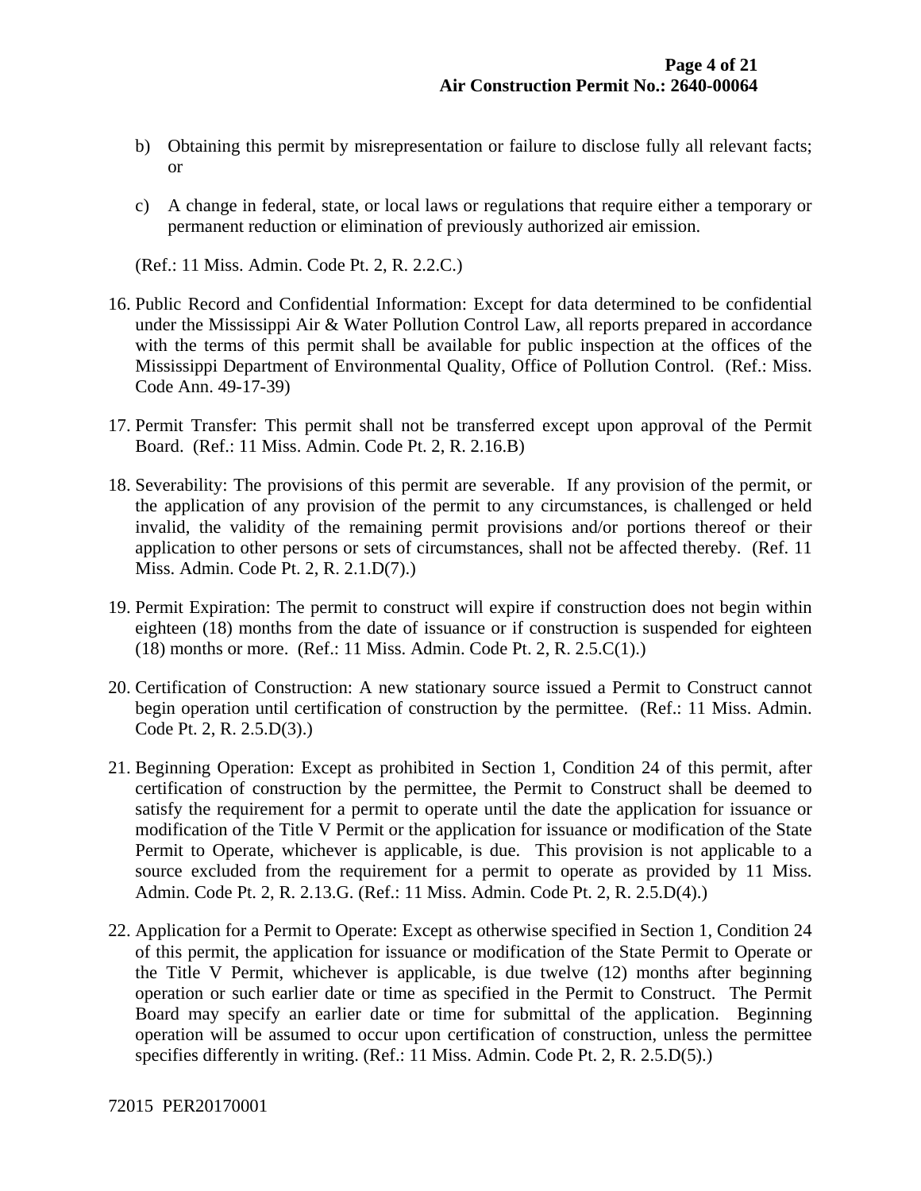b) Obtaining this permit by misrepresentation or failure to disclose fully all relevant facts; or

c) A change in federal, state, or local laws or regulations that require either a temporary or permanent reduction or elimination of previously authorized air emission.

(Ref.: 11 Miss. Admin. Code Pt. 2, R. 2.2.C.)

16. Public Record and Confidential Information: Except for data determined to be confidential under the Mississippi Air & Water Pollution Control Law, all reports prepared in accordance with the terms of this permit shall be available for public inspection at the offices of the Mississippi Department of Environmental Quality, Office of Pollution Control. (Ref.: Miss. Code Ann. 49-17-39)

17. Permit Transfer: This permit shall not be transferred except upon approval of the Permit Board. (Ref.: 11 Miss. Admin. Code Pt. 2, R. 2.16.B)

18. Severability: The provisions of this permit are severable. If any provision of the permit, or the application of any provision of the permit to any circumstances, is challenged or held invalid, the validity of the remaining permit provisions and/or portions thereof or their application to other persons or sets of circumstances, shall not be affected thereby. (Ref. 11 Miss. Admin. Code Pt. 2, R. 2.1.D(7).)

19. Permit Expiration: The permit to construct will expire if construction does not begin within eighteen (18) months from the date of issuance or if construction is suspended for eighteen (18) months or more. (Ref.: 11 Miss. Admin. Code Pt. 2, R. 2.5.C(1).)

20. Certification of Construction: A new stationary source issued a Permit to Construct cannot begin operation until certification of construction by the permittee. (Ref.: 11 Miss. Admin. Code Pt. 2, R. 2.5.D(3).)

21. Beginning Operation: Except as prohibited in Section 1, Condition 24 of this permit, after certification of construction by the permittee, the Permit to Construct shall be deemed to satisfy the requirement for a permit to operate until the date the application for issuance or modification of the Title V Permit or the application for issuance or modification of the State Permit to Operate, whichever is applicable, is due. This provision is not applicable to a source excluded from the requirement for a permit to operate as provided by 11 Miss. Admin. Code Pt. 2, R. 2.13.G. (Ref.: 11 Miss. Admin. Code Pt. 2, R. 2.5.D(4).)

22. Application for a Permit to Operate: Except as otherwise specified in Section 1, Condition 24 of this permit, the application for issuance or modification of the State Permit to Operate or the Title V Permit, whichever is applicable, is due twelve (12) months after beginning operation or such earlier date or time as specified in the Permit to Construct. The Permit Board may specify an earlier date or time for submittal of the application. Beginning operation will be assumed to occur upon certification of construction, unless the permittee specifies differently in writing. (Ref.: 11 Miss. Admin. Code Pt. 2, R. 2.5.D(5).)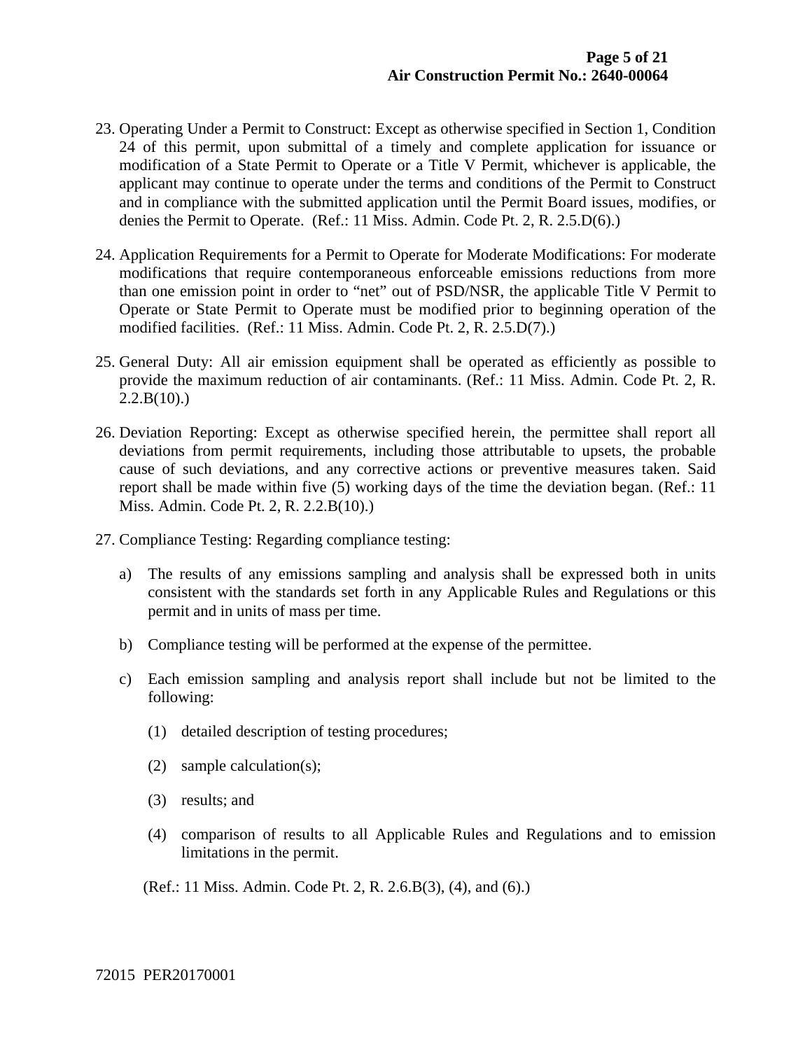23. Operating Under a Permit to Construct: Except as otherwise specified in Section 1, Condition 24 of this permit, upon submittal of a timely and complete application for issuance or modification of a State Permit to Operate or a Title V Permit, whichever is applicable, the applicant may continue to operate under the terms and conditions of the Permit to Construct and in compliance with the submitted application until the Permit Board issues, modifies, or denies the Permit to Operate. (Ref.: 11 Miss. Admin. Code Pt. 2, R. 2.5.D(6).)

24. Application Requirements for a Permit to Operate for Moderate Modifications: For moderate modifications that require contemporaneous enforceable emissions reductions from more than one emission point in order to "net" out of PSD/NSR, the applicable Title V Permit to Operate or State Permit to Operate must be modified prior to beginning operation of the modified facilities. (Ref.: 11 Miss. Admin. Code Pt. 2, R. 2.5.D(7).)

25. General Duty: All air emission equipment shall be operated as efficiently as possible to provide the maximum reduction of air contaminants. (Ref.: 11 Miss. Admin. Code Pt. 2, R. 2.2.B(10).)

26. Deviation Reporting: Except as otherwise specified herein, the permittee shall report all deviations from permit requirements, including those attributable to upsets, the probable cause of such deviations, and any corrective actions or preventive measures taken. Said report shall be made within five (5) working days of the time the deviation began. (Ref.: 11 Miss. Admin. Code Pt. 2, R. 2.2.B(10).)

27. Compliance Testing: Regarding compliance testing:

    a) The results of any emissions sampling and analysis shall be expressed both in units consistent with the standards set forth in any Applicable Rules and Regulations or this permit and in units of mass per time.

    b) Compliance testing will be performed at the expense of the permittee.

    c) Each emission sampling and analysis report shall include but not be limited to the following:

        (1) detailed description of testing procedures;

        (2) sample calculation(s);

        (3) results; and

        (4) comparison of results to all Applicable Rules and Regulations and to emission limitations in the permit.

    (Ref.: 11 Miss. Admin. Code Pt. 2, R. 2.6.B(3), (4), and (6).)

72015 PER20170001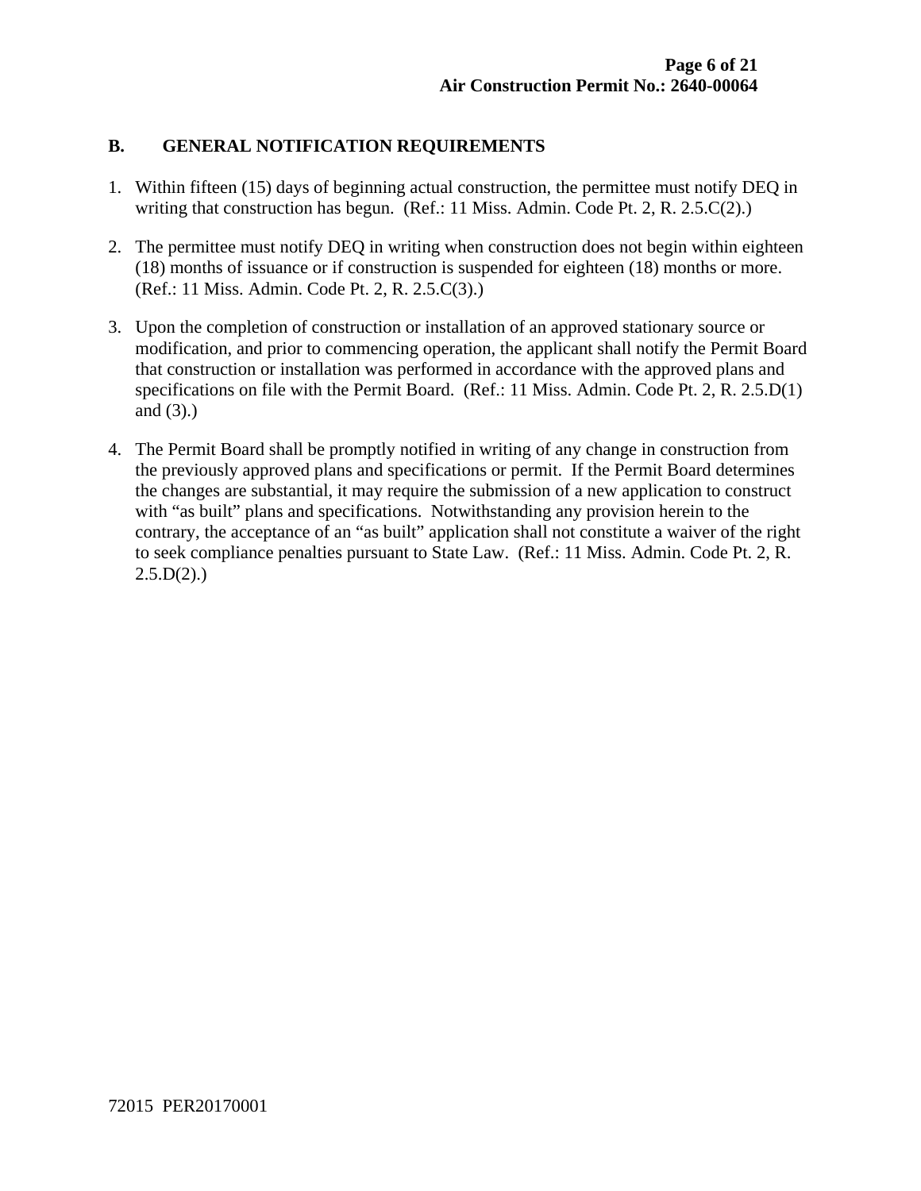## B. GENERAL NOTIFICATION REQUIREMENTS

1. Within fifteen (15) days of beginning actual construction, the permittee must notify DEQ in writing that construction has begun. (Ref.: 11 Miss. Admin. Code Pt. 2, R. 2.5.C(2).)

2. The permittee must notify DEQ in writing when construction does not begin within eighteen (18) months of issuance or if construction is suspended for eighteen (18) months or more. (Ref.: 11 Miss. Admin. Code Pt. 2, R. 2.5.C(3).)

3. Upon the completion of construction or installation of an approved stationary source or modification, and prior to commencing operation, the applicant shall notify the Permit Board that construction or installation was performed in accordance with the approved plans and specifications on file with the Permit Board. (Ref.: 11 Miss. Admin. Code Pt. 2, R. 2.5.D(1) and (3).)

4. The Permit Board shall be promptly notified in writing of any change in construction from the previously approved plans and specifications or permit. If the Permit Board determines the changes are substantial, it may require the submission of a new application to construct with "as built" plans and specifications. Notwithstanding any provision herein to the contrary, the acceptance of an "as built" application shall not constitute a waiver of the right to seek compliance penalties pursuant to State Law. (Ref.: 11 Miss. Admin. Code Pt. 2, R. 2.5.D(2).)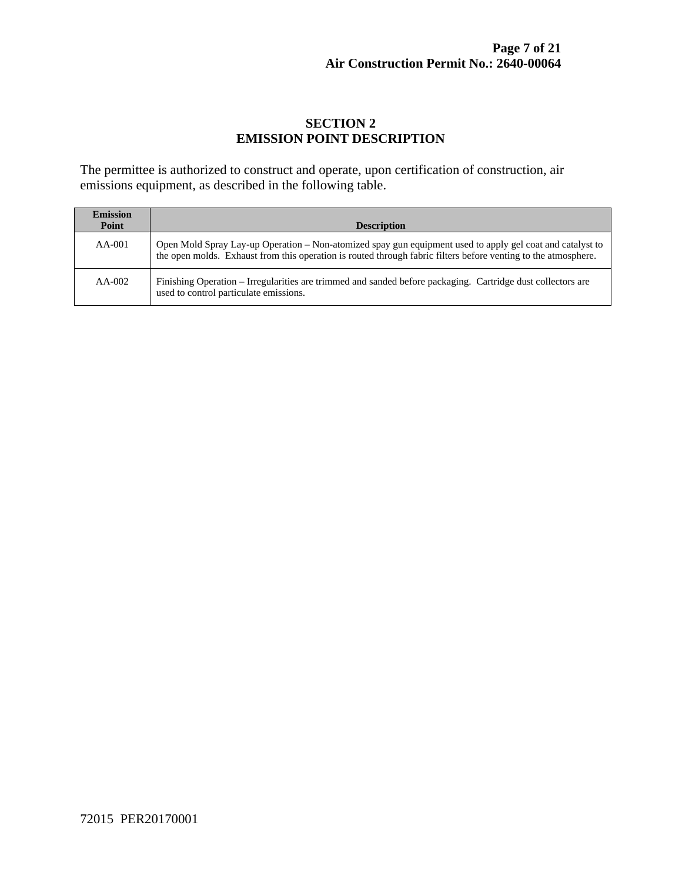## SECTION 2
## EMISSION POINT DESCRIPTION

The permittee is authorized to construct and operate, upon certification of construction, air emissions equipment, as described in the following table.

| Emission Point | Description |
|---|---|
| AA-001 | Open Mold Spray Lay-up Operation – Non-atomized spay gun equipment used to apply gel coat and catalyst to the open molds. Exhaust from this operation is routed through fabric filters before venting to the atmosphere. |
| AA-002 | Finishing Operation – Irregularities are trimmed and sanded before packaging. Cartridge dust collectors are used to control particulate emissions. |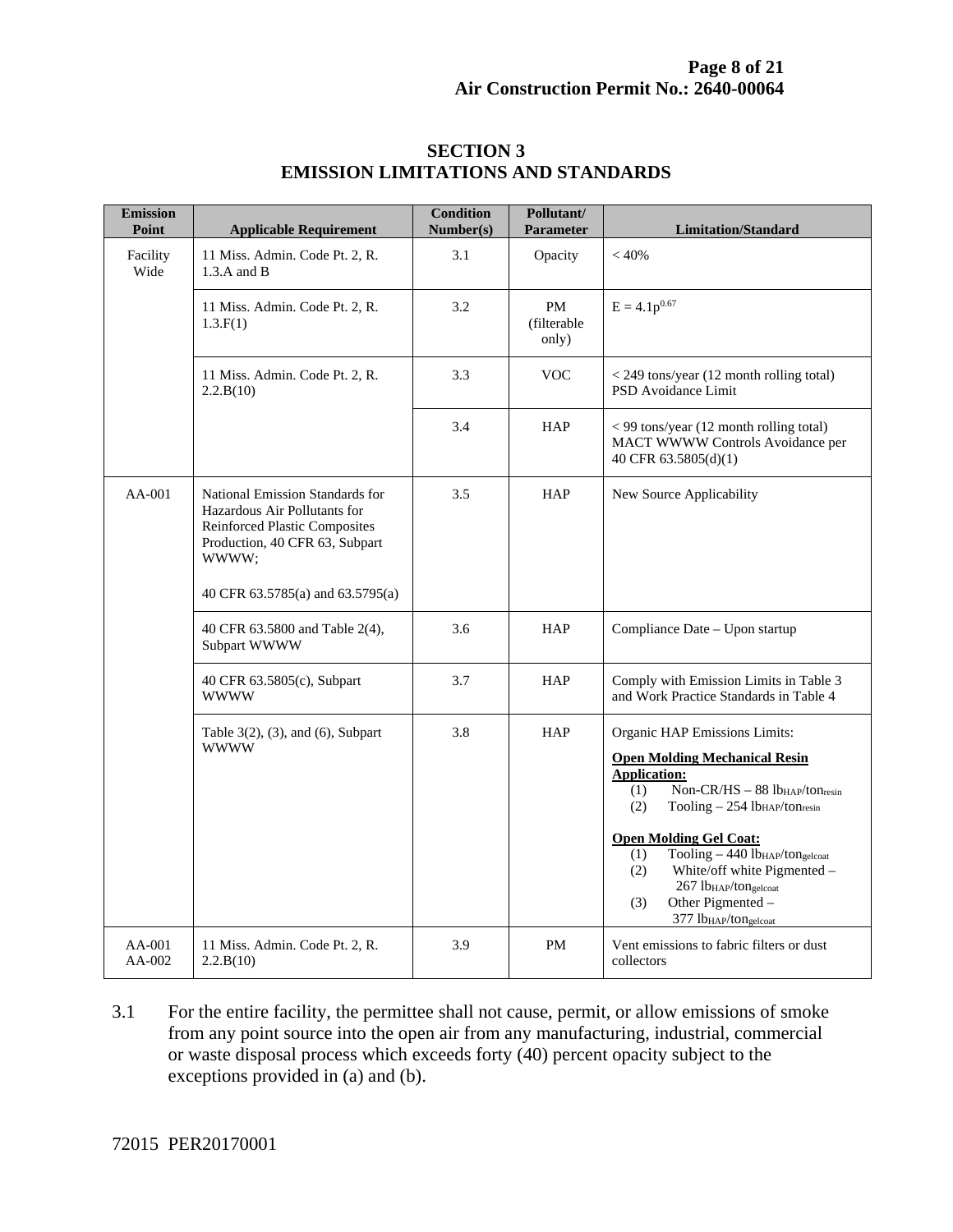## SECTION 3
## EMISSION LIMITATIONS AND STANDARDS

| Emission Point | Applicable Requirement | Condition Number(s) | Pollutant/ Parameter | Limitation/Standard |
|---|---|---|---|---|
| Facility Wide | 11 Miss. Admin. Code Pt. 2, R. 1.3.A and B | 3.1 | Opacity | < 40% |
| | 11 Miss. Admin. Code Pt. 2, R. 1.3.F(1) | 3.2 | PM (filterable only) | $E = 4.1p^{0.67}$ |
| | 11 Miss. Admin. Code Pt. 2, R. 2.2.B(10) | 3.3 | VOC | < 249 tons/year (12 month rolling total) PSD Avoidance Limit |
| | | 3.4 | HAP | < 99 tons/year (12 month rolling total) MACT WWWW Controls Avoidance per 40 CFR 63.5805(d)(1) |
| AA-001 | National Emission Standards for Hazardous Air Pollutants for Reinforced Plastic Composites Production, 40 CFR 63, Subpart WWWW; 40 CFR 63.5785(a) and 63.5795(a) | 3.5 | HAP | New Source Applicability |
| | 40 CFR 63.5800 and Table 2(4), Subpart WWWW | 3.6 | HAP | Compliance Date – Upon startup |
| | 40 CFR 63.5805(c), Subpart WWWW | 3.7 | HAP | Comply with Emission Limits in Table 3 and Work Practice Standards in Table 4 |
| | Table 3(2), (3), and (6), Subpart WWWW | 3.8 | HAP | Organic HAP Emissions Limits: **Open Molding Mechanical Resin Application:** (1) Non-CR/HS – 88 $lb_{HAP}/ton_{resin}$ (2) Tooling – 254 $lb_{HAP}/ton_{resin}$ **Open Molding Gel Coat:** (1) Tooling – 440 $lb_{HAP}/ton_{gelcoat}$ (2) White/off white Pigmented – 267 $lb_{HAP}/ton_{gelcoat}$ (3) Other Pigmented – 377 $lb_{HAP}/ton_{gelcoat}$ |
| AA-001 AA-002 | 11 Miss. Admin. Code Pt. 2, R. 2.2.B(10) | 3.9 | PM | Vent emissions to fabric filters or dust collectors |

3.1 For the entire facility, the permittee shall not cause, permit, or allow emissions of smoke from any point source into the open air from any manufacturing, industrial, commercial or waste disposal process which exceeds forty (40) percent opacity subject to the exceptions provided in (a) and (b).

72015 PER20170001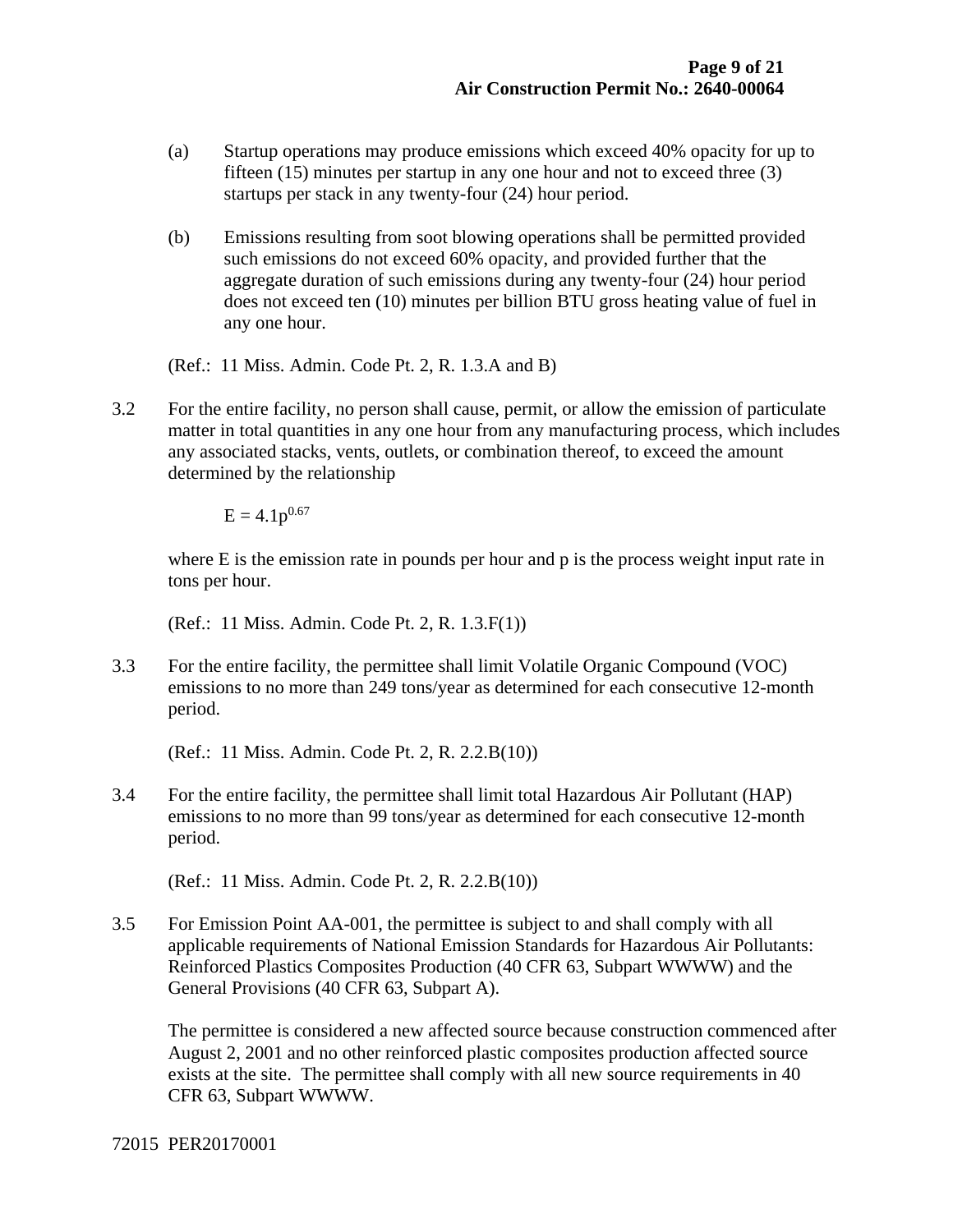(a) Startup operations may produce emissions which exceed 40% opacity for up to fifteen (15) minutes per startup in any one hour and not to exceed three (3) startups per stack in any twenty-four (24) hour period.

(b) Emissions resulting from soot blowing operations shall be permitted provided such emissions do not exceed 60% opacity, and provided further that the aggregate duration of such emissions during any twenty-four (24) hour period does not exceed ten (10) minutes per billion BTU gross heating value of fuel in any one hour.

(Ref.: 11 Miss. Admin. Code Pt. 2, R. 1.3.A and B)

3.2 For the entire facility, no person shall cause, permit, or allow the emission of particulate matter in total quantities in any one hour from any manufacturing process, which includes any associated stacks, vents, outlets, or combination thereof, to exceed the amount determined by the relationship

$$E = 4.1p^{0.67}$$

where E is the emission rate in pounds per hour and p is the process weight input rate in tons per hour.

(Ref.: 11 Miss. Admin. Code Pt. 2, R. 1.3.F(1))

3.3 For the entire facility, the permittee shall limit Volatile Organic Compound (VOC) emissions to no more than 249 tons/year as determined for each consecutive 12-month period.

(Ref.: 11 Miss. Admin. Code Pt. 2, R. 2.2.B(10))

3.4 For the entire facility, the permittee shall limit total Hazardous Air Pollutant (HAP) emissions to no more than 99 tons/year as determined for each consecutive 12-month period.

(Ref.: 11 Miss. Admin. Code Pt. 2, R. 2.2.B(10))

3.5 For Emission Point AA-001, the permittee is subject to and shall comply with all applicable requirements of National Emission Standards for Hazardous Air Pollutants: Reinforced Plastics Composites Production (40 CFR 63, Subpart WWWW) and the General Provisions (40 CFR 63, Subpart A).

The permittee is considered a new affected source because construction commenced after August 2, 2001 and no other reinforced plastic composites production affected source exists at the site. The permittee shall comply with all new source requirements in 40 CFR 63, Subpart WWWW.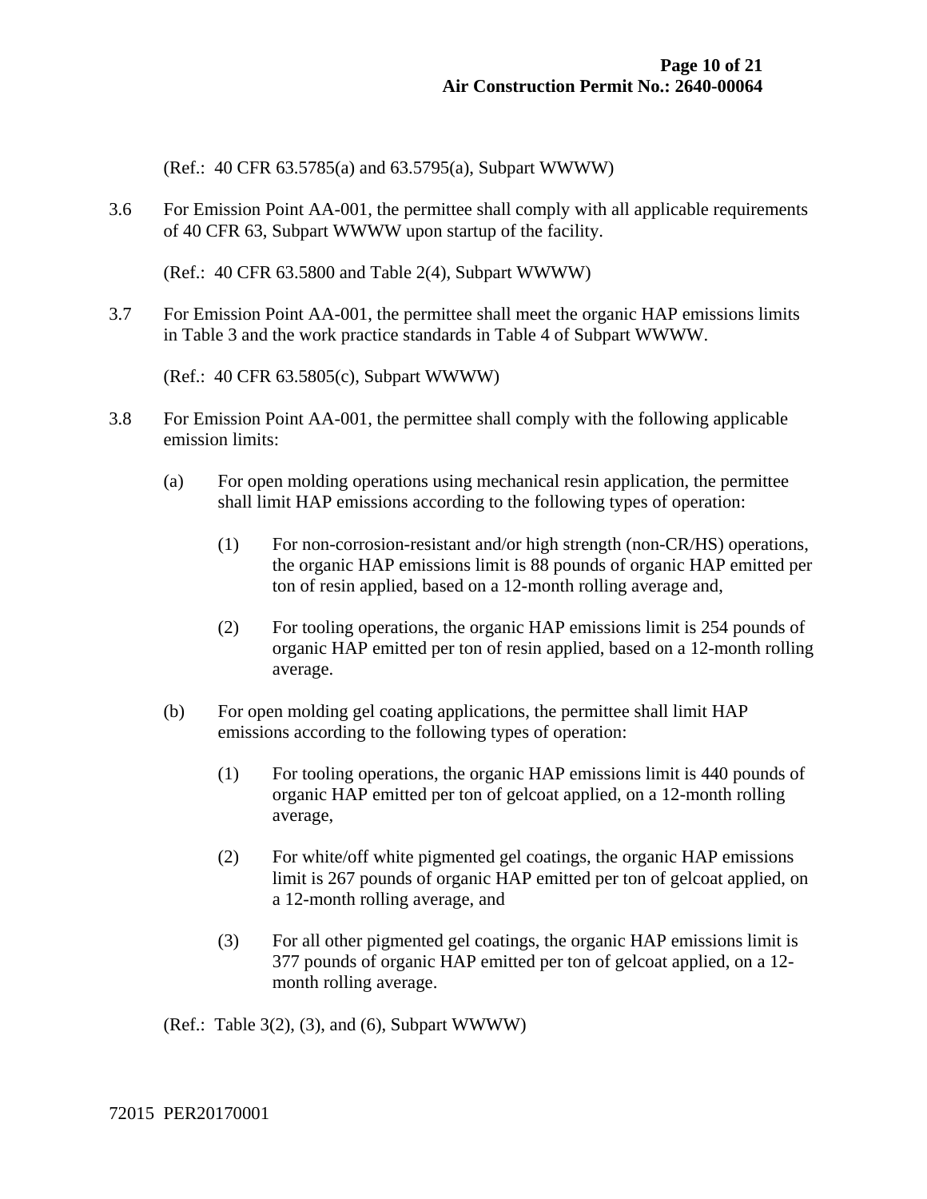(Ref.: 40 CFR 63.5785(a) and 63.5795(a), Subpart WWWW)

3.6 For Emission Point AA-001, the permittee shall comply with all applicable requirements of 40 CFR 63, Subpart WWWW upon startup of the facility.

(Ref.: 40 CFR 63.5800 and Table 2(4), Subpart WWWW)

3.7 For Emission Point AA-001, the permittee shall meet the organic HAP emissions limits in Table 3 and the work practice standards in Table 4 of Subpart WWWW.

(Ref.: 40 CFR 63.5805(c), Subpart WWWW)

3.8 For Emission Point AA-001, the permittee shall comply with the following applicable emission limits:

(a) For open molding operations using mechanical resin application, the permittee shall limit HAP emissions according to the following types of operation:

(1) For non-corrosion-resistant and/or high strength (non-CR/HS) operations, the organic HAP emissions limit is 88 pounds of organic HAP emitted per ton of resin applied, based on a 12-month rolling average and,

(2) For tooling operations, the organic HAP emissions limit is 254 pounds of organic HAP emitted per ton of resin applied, based on a 12-month rolling average.

(b) For open molding gel coating applications, the permittee shall limit HAP emissions according to the following types of operation:

(1) For tooling operations, the organic HAP emissions limit is 440 pounds of organic HAP emitted per ton of gelcoat applied, on a 12-month rolling average,

(2) For white/off white pigmented gel coatings, the organic HAP emissions limit is 267 pounds of organic HAP emitted per ton of gelcoat applied, on a 12-month rolling average, and

(3) For all other pigmented gel coatings, the organic HAP emissions limit is 377 pounds of organic HAP emitted per ton of gelcoat applied, on a 12-month rolling average.

(Ref.: Table 3(2), (3), and (6), Subpart WWWW)

72015 PER20170001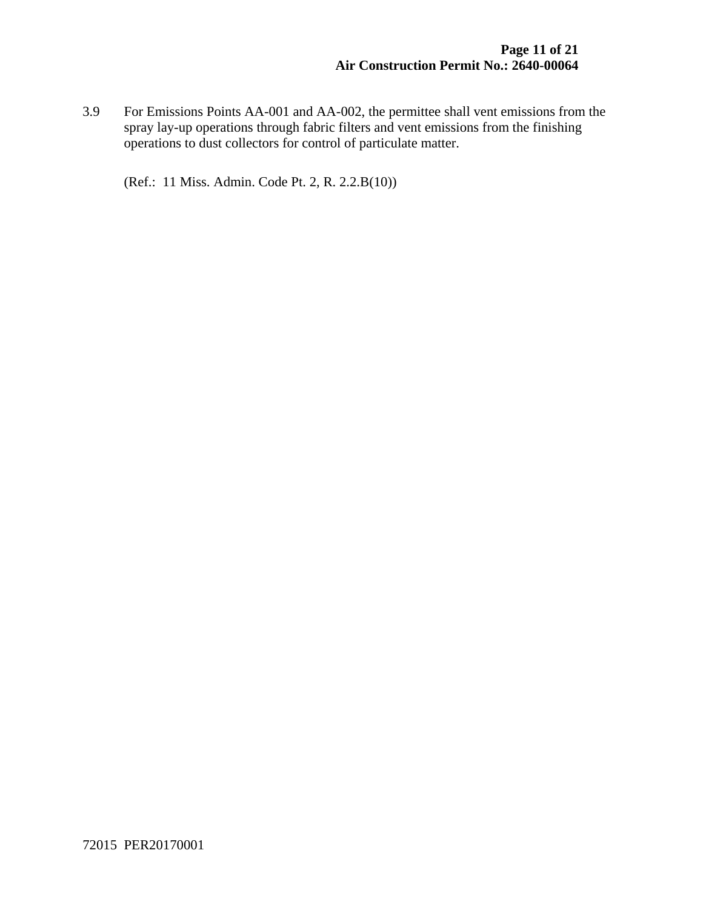3.9 For Emissions Points AA-001 and AA-002, the permittee shall vent emissions from the spray lay-up operations through fabric filters and vent emissions from the finishing operations to dust collectors for control of particulate matter.

(Ref.: 11 Miss. Admin. Code Pt. 2, R. 2.2.B(10))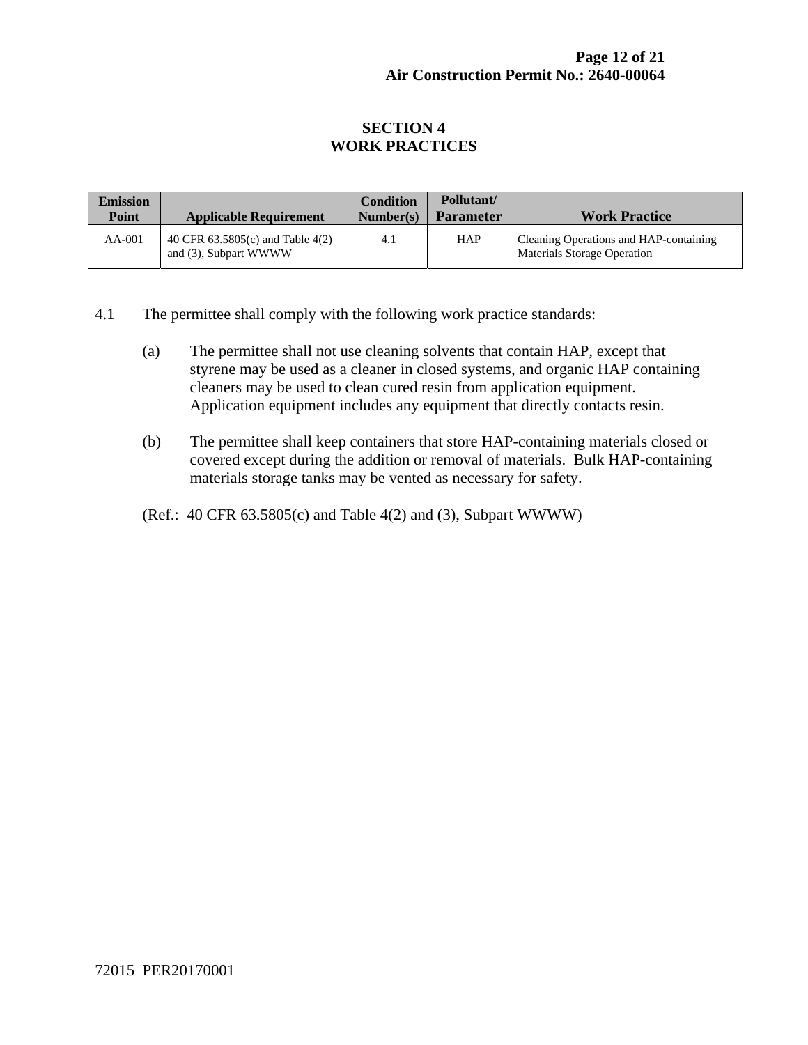# SECTION 4
# WORK PRACTICES

| Emission Point | Applicable Requirement | Condition Number(s) | Pollutant/ Parameter | Work Practice |
|---|---|---|---|---|
| AA-001 | 40 CFR 63.5805(c) and Table 4(2) and (3), Subpart WWWW | 4.1 | HAP | Cleaning Operations and HAP-containing Materials Storage Operation |

4.1 The permittee shall comply with the following work practice standards:

(a) The permittee shall not use cleaning solvents that contain HAP, except that styrene may be used as a cleaner in closed systems, and organic HAP containing cleaners may be used to clean cured resin from application equipment. Application equipment includes any equipment that directly contacts resin.

(b) The permittee shall keep containers that store HAP-containing materials closed or covered except during the addition or removal of materials. Bulk HAP-containing materials storage tanks may be vented as necessary for safety.

(Ref.: 40 CFR 63.5805(c) and Table 4(2) and (3), Subpart WWWW)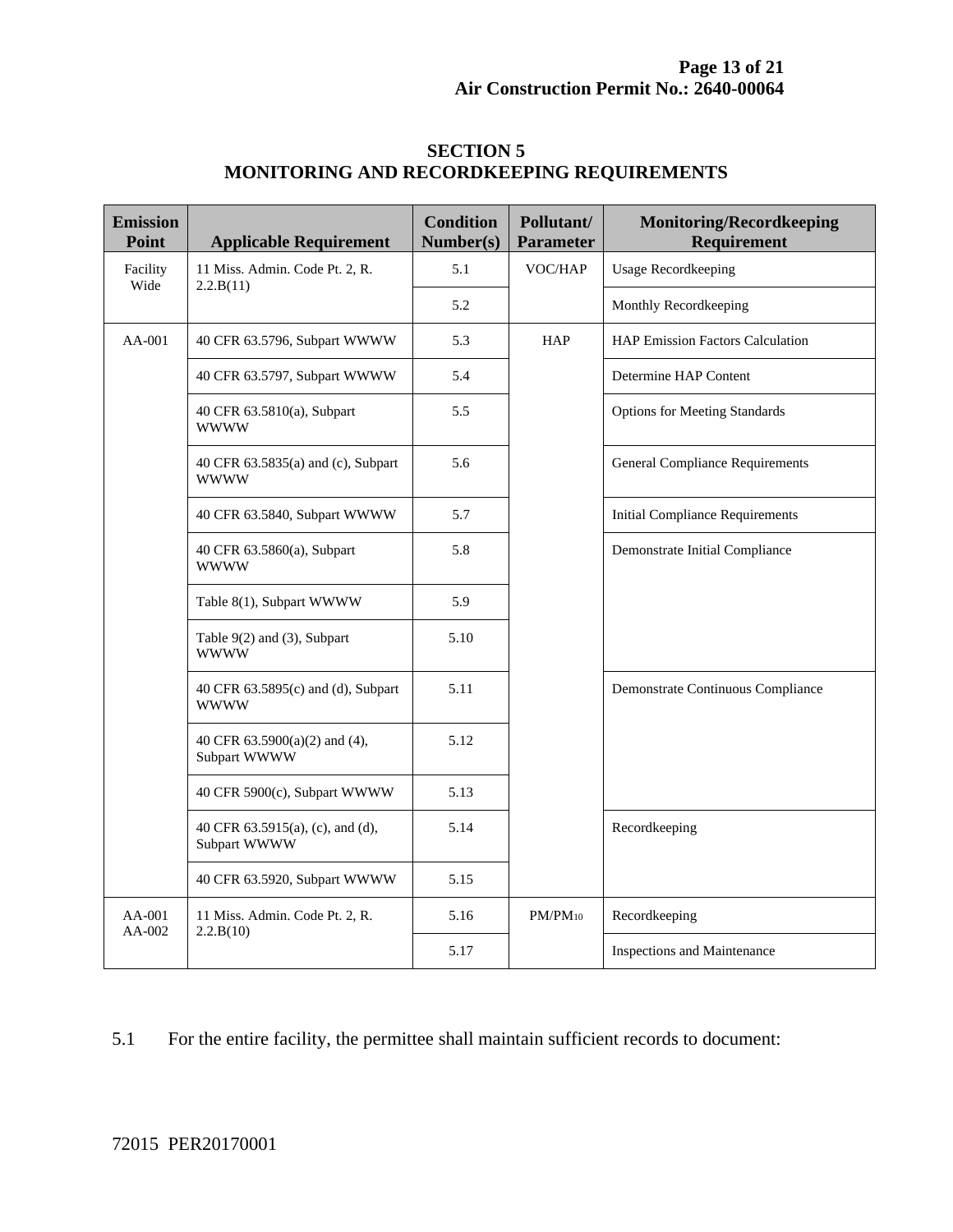## SECTION 5
## MONITORING AND RECORDKEEPING REQUIREMENTS

| Emission Point | Applicable Requirement | Condition Number(s) | Pollutant/ Parameter | Monitoring/Recordkeeping Requirement |
|---|---|---|---|---|
| Facility Wide | 11 Miss. Admin. Code Pt. 2, R. 2.2.B(11) | 5.1 | VOC/HAP | Usage Recordkeeping |
| | | 5.2 | | Monthly Recordkeeping |
| AA-001 | 40 CFR 63.5796, Subpart WWWW | 5.3 | HAP | HAP Emission Factors Calculation |
| | 40 CFR 63.5797, Subpart WWWW | 5.4 | | Determine HAP Content |
| | 40 CFR 63.5810(a), Subpart WWWW | 5.5 | | Options for Meeting Standards |
| | 40 CFR 63.5835(a) and (c), Subpart WWWW | 5.6 | | General Compliance Requirements |
| | 40 CFR 63.5840, Subpart WWWW | 5.7 | | Initial Compliance Requirements |
| | 40 CFR 63.5860(a), Subpart WWWW | 5.8 | | Demonstrate Initial Compliance |
| | Table 8(1), Subpart WWWW | 5.9 | | |
| | Table 9(2) and (3), Subpart WWWW | 5.10 | | |
| | 40 CFR 63.5895(c) and (d), Subpart WWWW | 5.11 | | Demonstrate Continuous Compliance |
| | 40 CFR 63.5900(a)(2) and (4), Subpart WWWW | 5.12 | | |
| | 40 CFR 5900(c), Subpart WWWW | 5.13 | | |
| | 40 CFR 63.5915(a), (c), and (d), Subpart WWWW | 5.14 | | Recordkeeping |
| | 40 CFR 63.5920, Subpart WWWW | 5.15 | | |
| AA-001 AA-002 | 11 Miss. Admin. Code Pt. 2, R. 2.2.B(10) | 5.16 | $PM/PM_{10}$ | Recordkeeping |
| | | 5.17 | | Inspections and Maintenance |

5.1 For the entire facility, the permittee shall maintain sufficient records to document: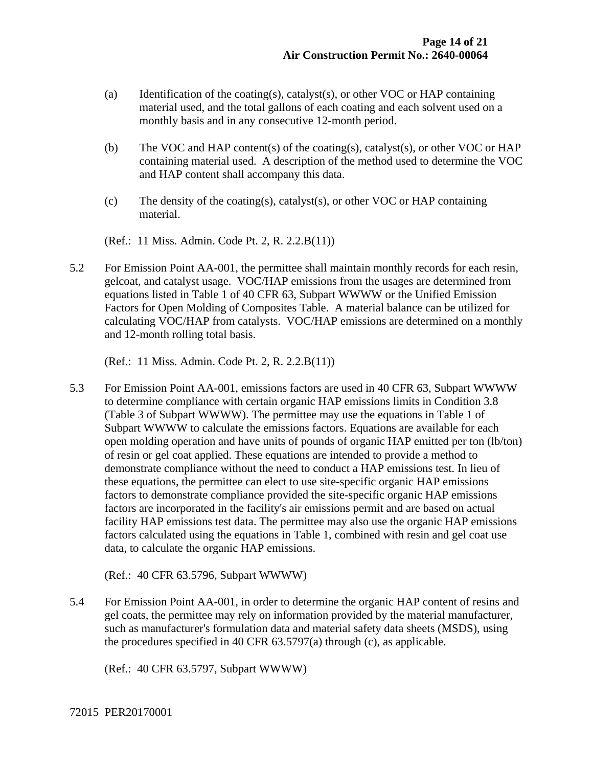(a) Identification of the coating(s), catalyst(s), or other VOC or HAP containing material used, and the total gallons of each coating and each solvent used on a monthly basis and in any consecutive 12-month period.

(b) The VOC and HAP content(s) of the coating(s), catalyst(s), or other VOC or HAP containing material used. A description of the method used to determine the VOC and HAP content shall accompany this data.

(c) The density of the coating(s), catalyst(s), or other VOC or HAP containing material.

(Ref.: 11 Miss. Admin. Code Pt. 2, R. 2.2.B(11))

5.2 For Emission Point AA-001, the permittee shall maintain monthly records for each resin, gelcoat, and catalyst usage. VOC/HAP emissions from the usages are determined from equations listed in Table 1 of 40 CFR 63, Subpart WWWW or the Unified Emission Factors for Open Molding of Composites Table. A material balance can be utilized for calculating VOC/HAP from catalysts. VOC/HAP emissions are determined on a monthly and 12-month rolling total basis.

(Ref.: 11 Miss. Admin. Code Pt. 2, R. 2.2.B(11))

5.3 For Emission Point AA-001, emissions factors are used in 40 CFR 63, Subpart WWWW to determine compliance with certain organic HAP emissions limits in Condition 3.8 (Table 3 of Subpart WWWW). The permittee may use the equations in Table 1 of Subpart WWWW to calculate the emissions factors. Equations are available for each open molding operation and have units of pounds of organic HAP emitted per ton (lb/ton) of resin or gel coat applied. These equations are intended to provide a method to demonstrate compliance without the need to conduct a HAP emissions test. In lieu of these equations, the permittee can elect to use site-specific organic HAP emissions factors to demonstrate compliance provided the site-specific organic HAP emissions factors are incorporated in the facility's air emissions permit and are based on actual facility HAP emissions test data. The permittee may also use the organic HAP emissions factors calculated using the equations in Table 1, combined with resin and gel coat use data, to calculate the organic HAP emissions.

(Ref.: 40 CFR 63.5796, Subpart WWWW)

5.4 For Emission Point AA-001, in order to determine the organic HAP content of resins and gel coats, the permittee may rely on information provided by the material manufacturer, such as manufacturer's formulation data and material safety data sheets (MSDS), using the procedures specified in 40 CFR 63.5797(a) through (c), as applicable.

(Ref.: 40 CFR 63.5797, Subpart WWWW)

72015 PER20170001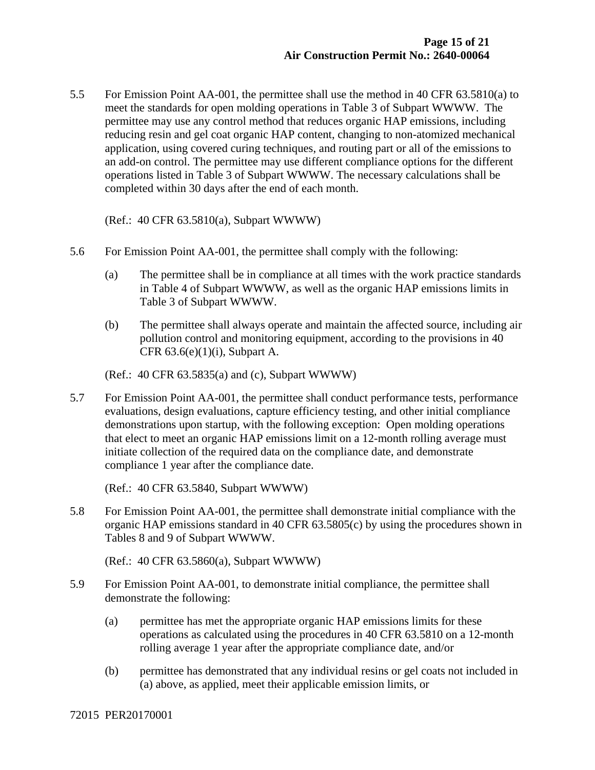5.5 For Emission Point AA-001, the permittee shall use the method in 40 CFR 63.5810(a) to meet the standards for open molding operations in Table 3 of Subpart WWWW. The permittee may use any control method that reduces organic HAP emissions, including reducing resin and gel coat organic HAP content, changing to non-atomized mechanical application, using covered curing techniques, and routing part or all of the emissions to an add-on control. The permittee may use different compliance options for the different operations listed in Table 3 of Subpart WWWW. The necessary calculations shall be completed within 30 days after the end of each month.

(Ref.: 40 CFR 63.5810(a), Subpart WWWW)

5.6 For Emission Point AA-001, the permittee shall comply with the following:

(a) The permittee shall be in compliance at all times with the work practice standards in Table 4 of Subpart WWWW, as well as the organic HAP emissions limits in Table 3 of Subpart WWWW.

(b) The permittee shall always operate and maintain the affected source, including air pollution control and monitoring equipment, according to the provisions in 40 CFR 63.6(e)(1)(i), Subpart A.

(Ref.: 40 CFR 63.5835(a) and (c), Subpart WWWW)

5.7 For Emission Point AA-001, the permittee shall conduct performance tests, performance evaluations, design evaluations, capture efficiency testing, and other initial compliance demonstrations upon startup, with the following exception: Open molding operations that elect to meet an organic HAP emissions limit on a 12-month rolling average must initiate collection of the required data on the compliance date, and demonstrate compliance 1 year after the compliance date.

(Ref.: 40 CFR 63.5840, Subpart WWWW)

5.8 For Emission Point AA-001, the permittee shall demonstrate initial compliance with the organic HAP emissions standard in 40 CFR 63.5805(c) by using the procedures shown in Tables 8 and 9 of Subpart WWWW.

(Ref.: 40 CFR 63.5860(a), Subpart WWWW)

5.9 For Emission Point AA-001, to demonstrate initial compliance, the permittee shall demonstrate the following:

(a) permittee has met the appropriate organic HAP emissions limits for these operations as calculated using the procedures in 40 CFR 63.5810 on a 12-month rolling average 1 year after the appropriate compliance date, and/or

(b) permittee has demonstrated that any individual resins or gel coats not included in (a) above, as applied, meet their applicable emission limits, or

72015 PER20170001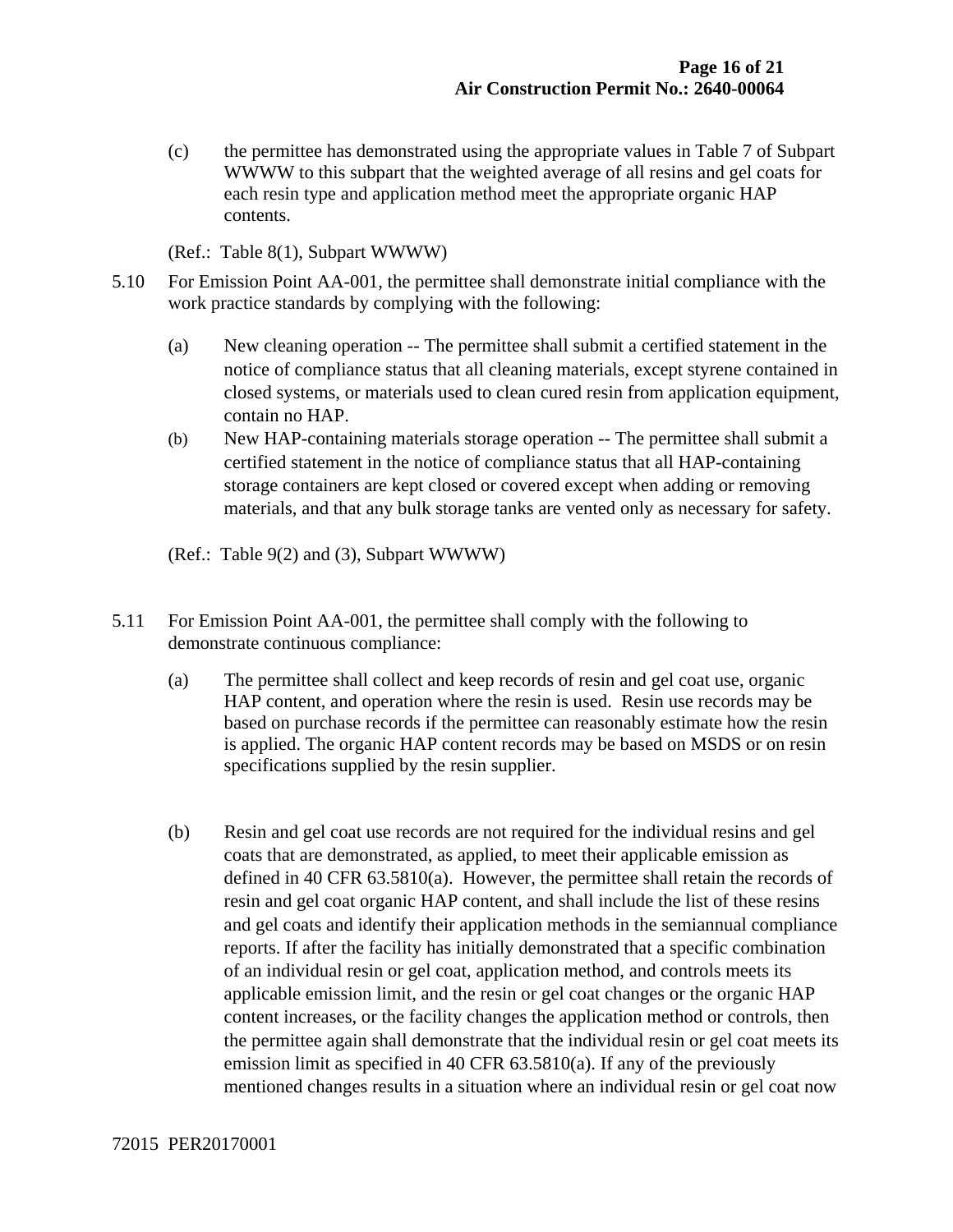(c) the permittee has demonstrated using the appropriate values in Table 7 of Subpart WWWW to this subpart that the weighted average of all resins and gel coats for each resin type and application method meet the appropriate organic HAP contents.

(Ref.: Table 8(1), Subpart WWWW)

5.10 For Emission Point AA-001, the permittee shall demonstrate initial compliance with the work practice standards by complying with the following:

(a) New cleaning operation -- The permittee shall submit a certified statement in the notice of compliance status that all cleaning materials, except styrene contained in closed systems, or materials used to clean cured resin from application equipment, contain no HAP.

(b) New HAP-containing materials storage operation -- The permittee shall submit a certified statement in the notice of compliance status that all HAP-containing storage containers are kept closed or covered except when adding or removing materials, and that any bulk storage tanks are vented only as necessary for safety.

(Ref.: Table 9(2) and (3), Subpart WWWW)

5.11 For Emission Point AA-001, the permittee shall comply with the following to demonstrate continuous compliance:

(a) The permittee shall collect and keep records of resin and gel coat use, organic HAP content, and operation where the resin is used. Resin use records may be based on purchase records if the permittee can reasonably estimate how the resin is applied. The organic HAP content records may be based on MSDS or on resin specifications supplied by the resin supplier.

(b) Resin and gel coat use records are not required for the individual resins and gel coats that are demonstrated, as applied, to meet their applicable emission as defined in 40 CFR 63.5810(a). However, the permittee shall retain the records of resin and gel coat organic HAP content, and shall include the list of these resins and gel coats and identify their application methods in the semiannual compliance reports. If after the facility has initially demonstrated that a specific combination of an individual resin or gel coat, application method, and controls meets its applicable emission limit, and the resin or gel coat changes or the organic HAP content increases, or the facility changes the application method or controls, then the permittee again shall demonstrate that the individual resin or gel coat meets its emission limit as specified in 40 CFR 63.5810(a). If any of the previously mentioned changes results in a situation where an individual resin or gel coat now

72015 PER20170001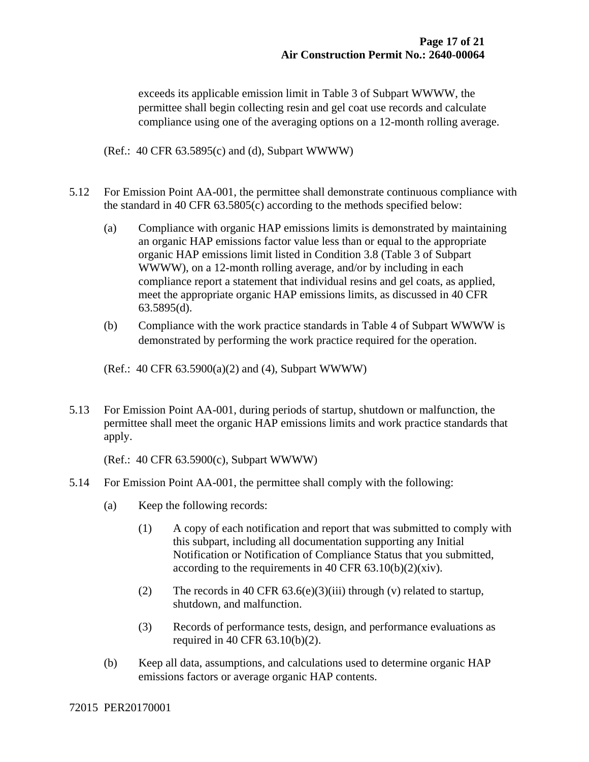exceeds its applicable emission limit in Table 3 of Subpart WWWW, the permittee shall begin collecting resin and gel coat use records and calculate compliance using one of the averaging options on a 12-month rolling average.

(Ref.: 40 CFR 63.5895(c) and (d), Subpart WWWW)

5.12 For Emission Point AA-001, the permittee shall demonstrate continuous compliance with the standard in 40 CFR 63.5805(c) according to the methods specified below:

(a) Compliance with organic HAP emissions limits is demonstrated by maintaining an organic HAP emissions factor value less than or equal to the appropriate organic HAP emissions limit listed in Condition 3.8 (Table 3 of Subpart WWWW), on a 12-month rolling average, and/or by including in each compliance report a statement that individual resins and gel coats, as applied, meet the appropriate organic HAP emissions limits, as discussed in 40 CFR 63.5895(d).

(b) Compliance with the work practice standards in Table 4 of Subpart WWWW is demonstrated by performing the work practice required for the operation.

(Ref.: 40 CFR 63.5900(a)(2) and (4), Subpart WWWW)

5.13 For Emission Point AA-001, during periods of startup, shutdown or malfunction, the permittee shall meet the organic HAP emissions limits and work practice standards that apply.

(Ref.: 40 CFR 63.5900(c), Subpart WWWW)

5.14 For Emission Point AA-001, the permittee shall comply with the following:

(a) Keep the following records:

(1) A copy of each notification and report that was submitted to comply with this subpart, including all documentation supporting any Initial Notification or Notification of Compliance Status that you submitted, according to the requirements in 40 CFR 63.10(b)(2)(xiv).

(2) The records in 40 CFR 63.6(e)(3)(iii) through (v) related to startup, shutdown, and malfunction.

(3) Records of performance tests, design, and performance evaluations as required in 40 CFR 63.10(b)(2).

(b) Keep all data, assumptions, and calculations used to determine organic HAP emissions factors or average organic HAP contents.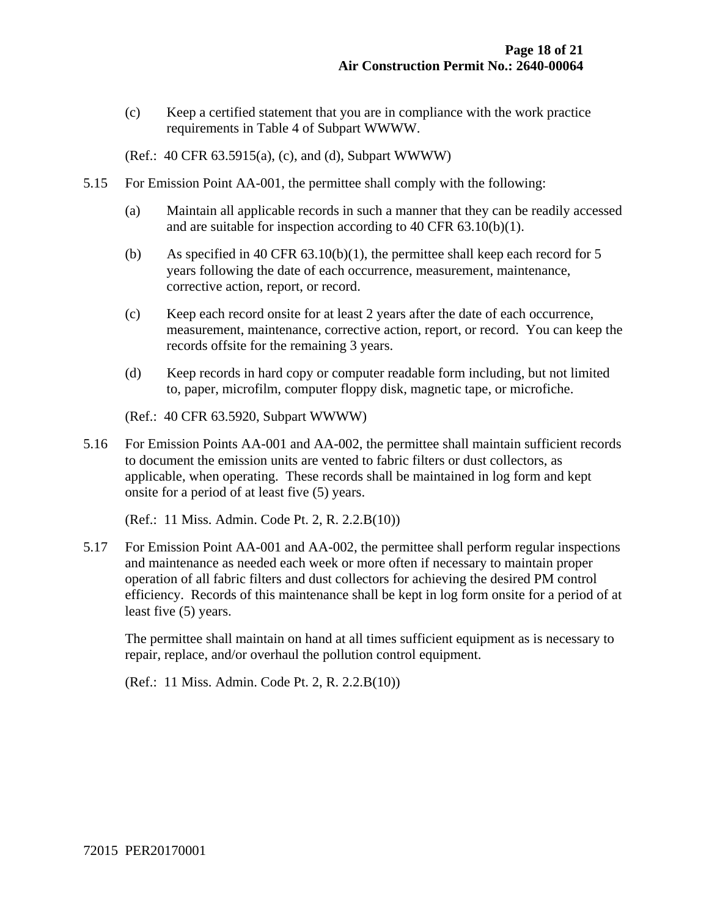(c) Keep a certified statement that you are in compliance with the work practice requirements in Table 4 of Subpart WWWW.

(Ref.: 40 CFR 63.5915(a), (c), and (d), Subpart WWWW)

5.15 For Emission Point AA-001, the permittee shall comply with the following:

(a) Maintain all applicable records in such a manner that they can be readily accessed and are suitable for inspection according to 40 CFR 63.10(b)(1).

(b) As specified in 40 CFR 63.10(b)(1), the permittee shall keep each record for 5 years following the date of each occurrence, measurement, maintenance, corrective action, report, or record.

(c) Keep each record onsite for at least 2 years after the date of each occurrence, measurement, maintenance, corrective action, report, or record. You can keep the records offsite for the remaining 3 years.

(d) Keep records in hard copy or computer readable form including, but not limited to, paper, microfilm, computer floppy disk, magnetic tape, or microfiche.

(Ref.: 40 CFR 63.5920, Subpart WWWW)

5.16 For Emission Points AA-001 and AA-002, the permittee shall maintain sufficient records to document the emission units are vented to fabric filters or dust collectors, as applicable, when operating. These records shall be maintained in log form and kept onsite for a period of at least five (5) years.

(Ref.: 11 Miss. Admin. Code Pt. 2, R. 2.2.B(10))

5.17 For Emission Point AA-001 and AA-002, the permittee shall perform regular inspections and maintenance as needed each week or more often if necessary to maintain proper operation of all fabric filters and dust collectors for achieving the desired PM control efficiency. Records of this maintenance shall be kept in log form onsite for a period of at least five (5) years.

The permittee shall maintain on hand at all times sufficient equipment as is necessary to repair, replace, and/or overhaul the pollution control equipment.

(Ref.: 11 Miss. Admin. Code Pt. 2, R. 2.2.B(10))

72015 PER20170001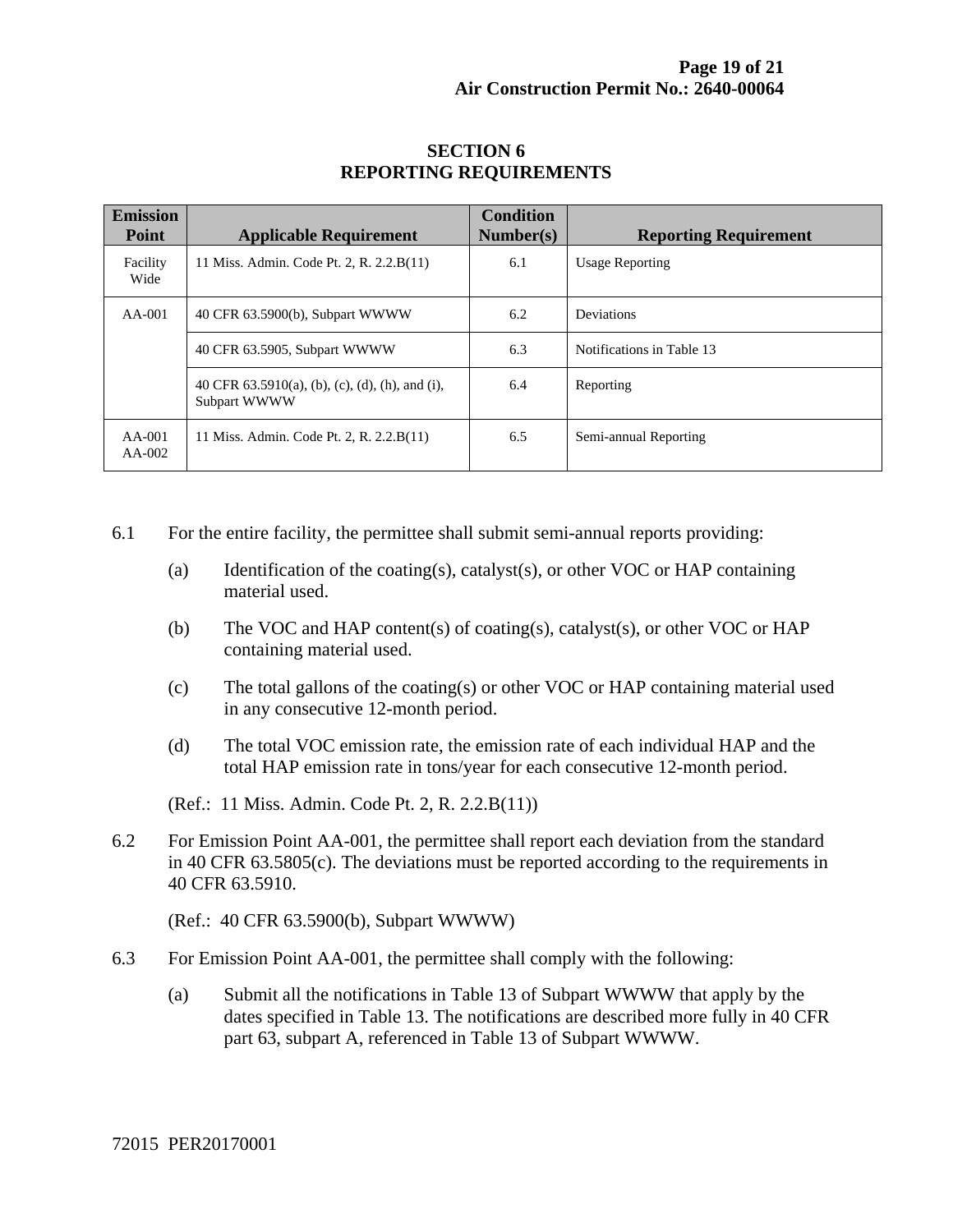# SECTION 6
# REPORTING REQUIREMENTS

| Emission Point | Applicable Requirement | Condition Number(s) | Reporting Requirement |
|---|---|---|---|
| Facility Wide | 11 Miss. Admin. Code Pt. 2, R. 2.2.B(11) | 6.1 | Usage Reporting |
| AA-001 | 40 CFR 63.5900(b), Subpart WWWW | 6.2 | Deviations |
| | 40 CFR 63.5905, Subpart WWWW | 6.3 | Notifications in Table 13 |
| | 40 CFR 63.5910(a), (b), (c), (d), (h), and (i), Subpart WWWW | 6.4 | Reporting |
| AA-001 AA-002 | 11 Miss. Admin. Code Pt. 2, R. 2.2.B(11) | 6.5 | Semi-annual Reporting |

6.1 For the entire facility, the permittee shall submit semi-annual reports providing:

(a) Identification of the coating(s), catalyst(s), or other VOC or HAP containing material used.

(b) The VOC and HAP content(s) of coating(s), catalyst(s), or other VOC or HAP containing material used.

(c) The total gallons of the coating(s) or other VOC or HAP containing material used in any consecutive 12-month period.

(d) The total VOC emission rate, the emission rate of each individual HAP and the total HAP emission rate in tons/year for each consecutive 12-month period.

(Ref.: 11 Miss. Admin. Code Pt. 2, R. 2.2.B(11))

6.2 For Emission Point AA-001, the permittee shall report each deviation from the standard in 40 CFR 63.5805(c). The deviations must be reported according to the requirements in 40 CFR 63.5910.

(Ref.: 40 CFR 63.5900(b), Subpart WWWW)

6.3 For Emission Point AA-001, the permittee shall comply with the following:

(a) Submit all the notifications in Table 13 of Subpart WWWW that apply by the dates specified in Table 13. The notifications are described more fully in 40 CFR part 63, subpart A, referenced in Table 13 of Subpart WWWW.

72015 PER20170001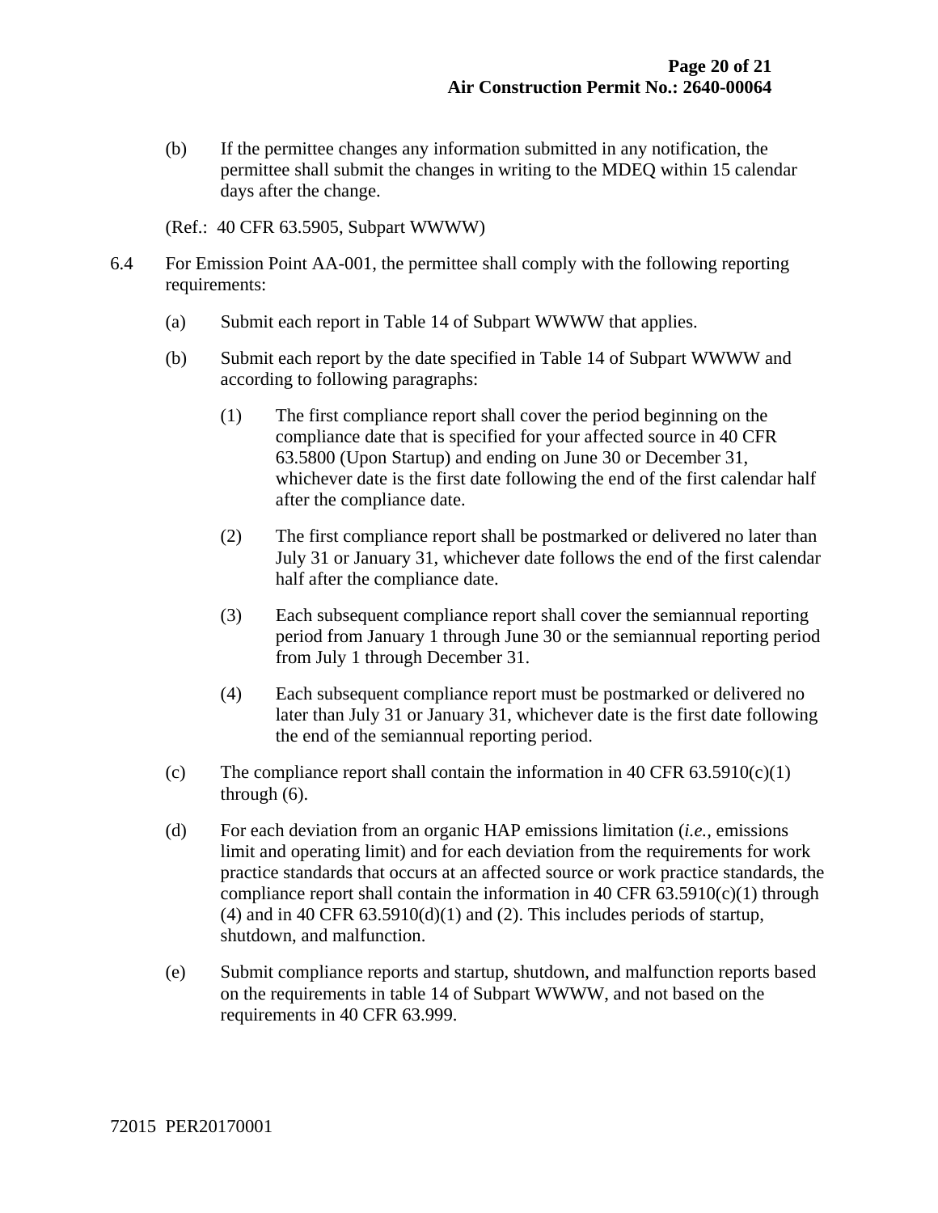(b) If the permittee changes any information submitted in any notification, the permittee shall submit the changes in writing to the MDEQ within 15 calendar days after the change.

(Ref.: 40 CFR 63.5905, Subpart WWWW)

6.4 For Emission Point AA-001, the permittee shall comply with the following reporting requirements:

(a) Submit each report in Table 14 of Subpart WWWW that applies.

(b) Submit each report by the date specified in Table 14 of Subpart WWWW and according to following paragraphs:

(1) The first compliance report shall cover the period beginning on the compliance date that is specified for your affected source in 40 CFR 63.5800 (Upon Startup) and ending on June 30 or December 31, whichever date is the first date following the end of the first calendar half after the compliance date.

(2) The first compliance report shall be postmarked or delivered no later than July 31 or January 31, whichever date follows the end of the first calendar half after the compliance date.

(3) Each subsequent compliance report shall cover the semiannual reporting period from January 1 through June 30 or the semiannual reporting period from July 1 through December 31.

(4) Each subsequent compliance report must be postmarked or delivered no later than July 31 or January 31, whichever date is the first date following the end of the semiannual reporting period.

(c) The compliance report shall contain the information in 40 CFR 63.5910(c)(1) through (6).

(d) For each deviation from an organic HAP emissions limitation (*i.e.*, emissions limit and operating limit) and for each deviation from the requirements for work practice standards that occurs at an affected source or work practice standards, the compliance report shall contain the information in 40 CFR 63.5910(c)(1) through (4) and in 40 CFR 63.5910(d)(1) and (2). This includes periods of startup, shutdown, and malfunction.

(e) Submit compliance reports and startup, shutdown, and malfunction reports based on the requirements in table 14 of Subpart WWWW, and not based on the requirements in 40 CFR 63.999.

72015 PER20170001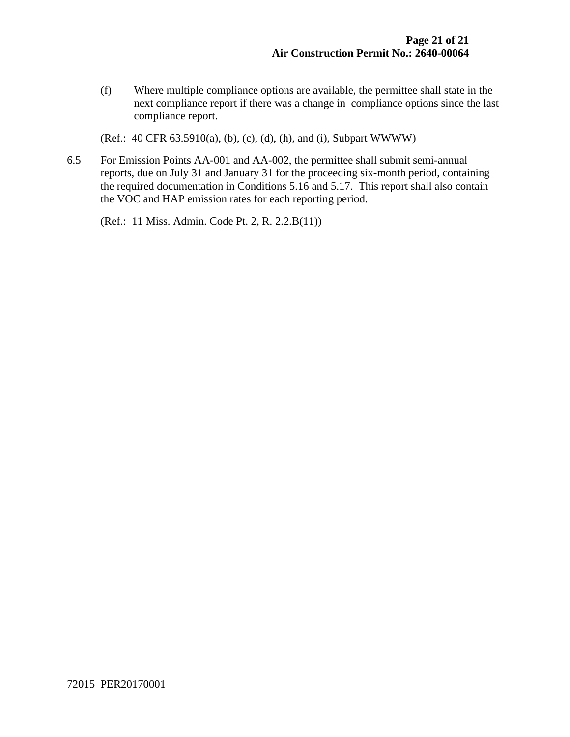(f) Where multiple compliance options are available, the permittee shall state in the next compliance report if there was a change in compliance options since the last compliance report.

(Ref.: 40 CFR 63.5910(a), (b), (c), (d), (h), and (i), Subpart WWWW)

6.5 For Emission Points AA-001 and AA-002, the permittee shall submit semi-annual reports, due on July 31 and January 31 for the proceeding six-month period, containing the required documentation in Conditions 5.16 and 5.17. This report shall also contain the VOC and HAP emission rates for each reporting period.

(Ref.: 11 Miss. Admin. Code Pt. 2, R. 2.2.B(11))